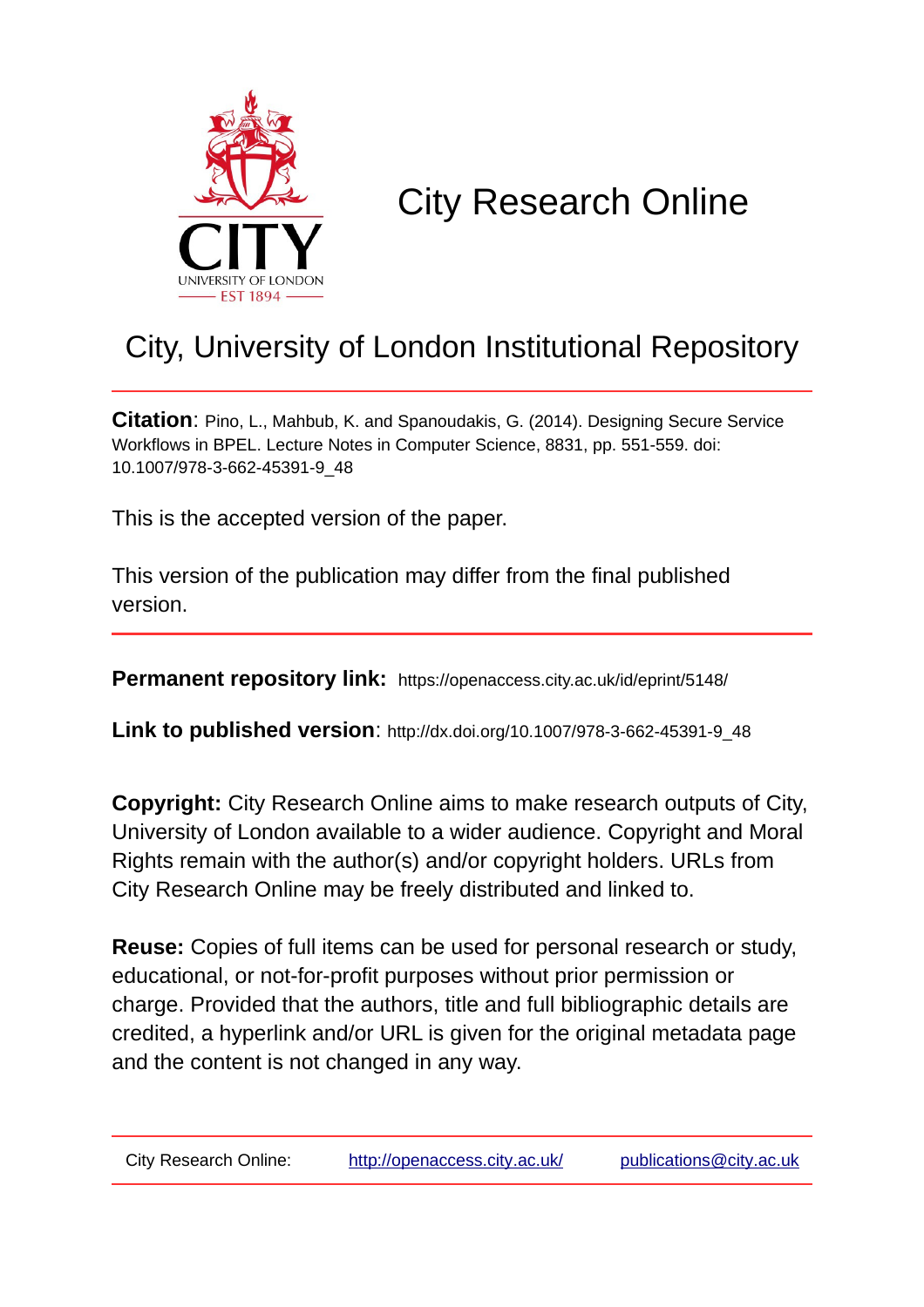CITY
UNIVERSITY OF LONDON
EST 1894

# City Research Online

## City, University of London Institutional Repository

**Citation**: Pino, L., Mahbub, K. and Spanoudakis, G. (2014). Designing Secure Service Workflows in BPEL. Lecture Notes in Computer Science, 8831, pp. 551-559. doi: 10.1007/978-3-662-45391-9_48

This is the accepted version of the paper.

This version of the publication may differ from the final published version.

**Permanent repository link:** https://openaccess.city.ac.uk/id/eprint/5148/

**Link to published version**: http://dx.doi.org/10.1007/978-3-662-45391-9_48

**Copyright:** City Research Online aims to make research outputs of City, University of London available to a wider audience. Copyright and Moral Rights remain with the author(s) and/or copyright holders. URLs from City Research Online may be freely distributed and linked to.

**Reuse:** Copies of full items can be used for personal research or study, educational, or not-for-profit purposes without prior permission or charge. Provided that the authors, title and full bibliographic details are credited, a hyperlink and/or URL is given for the original metadata page and the content is not changed in any way.

City Research Online: http://openaccess.city.ac.uk/ publications@city.ac.uk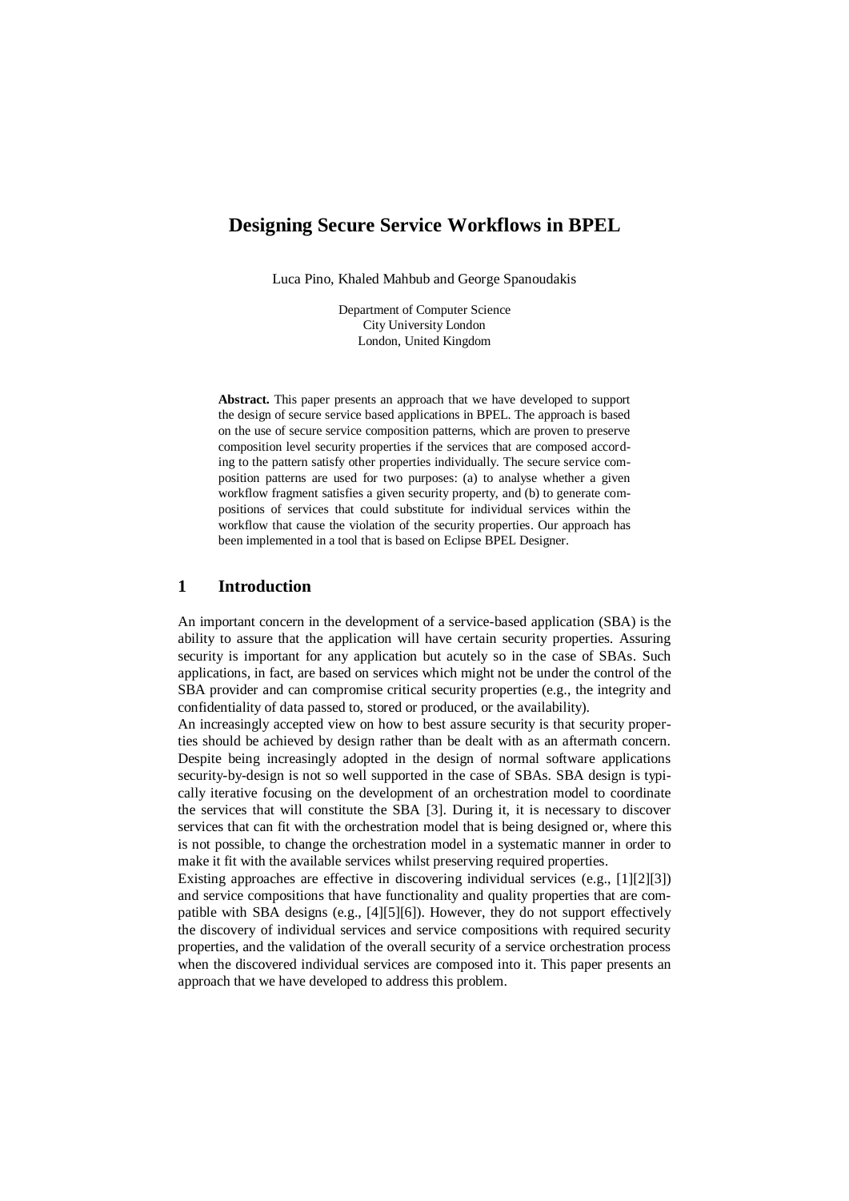# Designing Secure Service Workflows in BPEL

Luca Pino, Khaled Mahbub and George Spanoudakis

Department of Computer Science
City University London
London, United Kingdom

**Abstract.** This paper presents an approach that we have developed to support the design of secure service based applications in BPEL. The approach is based on the use of secure service composition patterns, which are proven to preserve composition level security properties if the services that are composed according to the pattern satisfy other properties individually. The secure service composition patterns are used for two purposes: (a) to analyse whether a given workflow fragment satisfies a given security property, and (b) to generate compositions of services that could substitute for individual services within the workflow that cause the violation of the security properties. Our approach has been implemented in a tool that is based on Eclipse BPEL Designer.

## 1 Introduction

An important concern in the development of a service-based application (SBA) is the ability to assure that the application will have certain security properties. Assuring security is important for any application but acutely so in the case of SBAs. Such applications, in fact, are based on services which might not be under the control of the SBA provider and can compromise critical security properties (e.g., the integrity and confidentiality of data passed to, stored or produced, or the availability).

An increasingly accepted view on how to best assure security is that security properties should be achieved by design rather than be dealt with as an aftermath concern. Despite being increasingly adopted in the design of normal software applications security-by-design is not so well supported in the case of SBAs. SBA design is typically iterative focusing on the development of an orchestration model to coordinate the services that will constitute the SBA [3]. During it, it is necessary to discover services that can fit with the orchestration model that is being designed or, where this is not possible, to change the orchestration model in a systematic manner in order to make it fit with the available services whilst preserving required properties.

Existing approaches are effective in discovering individual services (e.g., [1][2][3]) and service compositions that have functionality and quality properties that are compatible with SBA designs (e.g., [4][5][6]). However, they do not support effectively the discovery of individual services and service compositions with required security properties, and the validation of the overall security of a service orchestration process when the discovered individual services are composed into it. This paper presents an approach that we have developed to address this problem.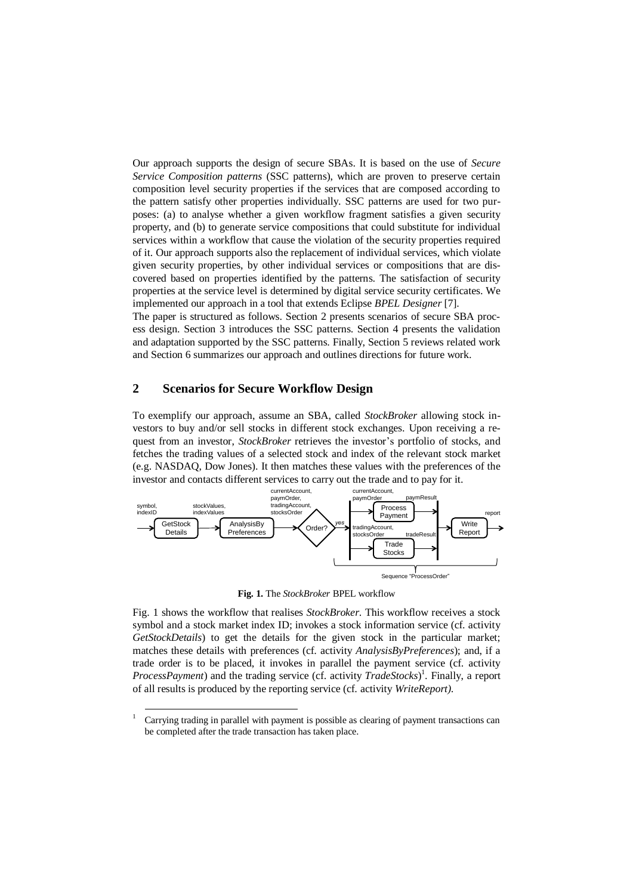Our approach supports the design of secure SBAs. It is based on the use of *Secure Service Composition patterns* (SSC patterns), which are proven to preserve certain composition level security properties if the services that are composed according to the pattern satisfy other properties individually. SSC patterns are used for two purposes: (a) to analyse whether a given workflow fragment satisfies a given security property, and (b) to generate service compositions that could substitute for individual services within a workflow that cause the violation of the security properties required of it. Our approach supports also the replacement of individual services, which violate given security properties, by other individual services or compositions that are discovered based on properties identified by the patterns. The satisfaction of security properties at the service level is determined by digital service security certificates. We implemented our approach in a tool that extends Eclipse *BPEL Designer* [7].

The paper is structured as follows. Section 2 presents scenarios of secure SBA process design. Section 3 introduces the SSC patterns. Section 4 presents the validation and adaptation supported by the SSC patterns. Finally, Section 5 reviews related work and Section 6 summarizes our approach and outlines directions for future work.

## 2 Scenarios for Secure Workflow Design

To exemplify our approach, assume an SBA, called *StockBroker* allowing stock investors to buy and/or sell stocks in different stock exchanges. Upon receiving a request from an investor, *StockBroker* retrieves the investor's portfolio of stocks, and fetches the trading values of a selected stock and index of the relevant stock market (e.g. NASDAQ, Dow Jones). It then matches these values with the preferences of the investor and contacts different services to carry out the trade and to pay for it.

**Fig. 1.** The *StockBroker* BPEL workflow

Fig. 1 shows the workflow that realises *StockBroker*. This workflow receives a stock symbol and a stock market index ID; invokes a stock information service (cf. activity *GetStockDetails*) to get the details for the given stock in the particular market; matches these details with preferences (cf. activity *AnalysisByPreferences*); and, if a trade order is to be placed, it invokes in parallel the payment service (cf. activity *ProcessPayment*) and the trading service (cf. activity *TradeStocks*)[1]. Finally, a report of all results is produced by the reporting service (cf. activity *WriteReport).*

[1] Carrying trading in parallel with payment is possible as clearing of payment transactions can be completed after the trade transaction has taken place.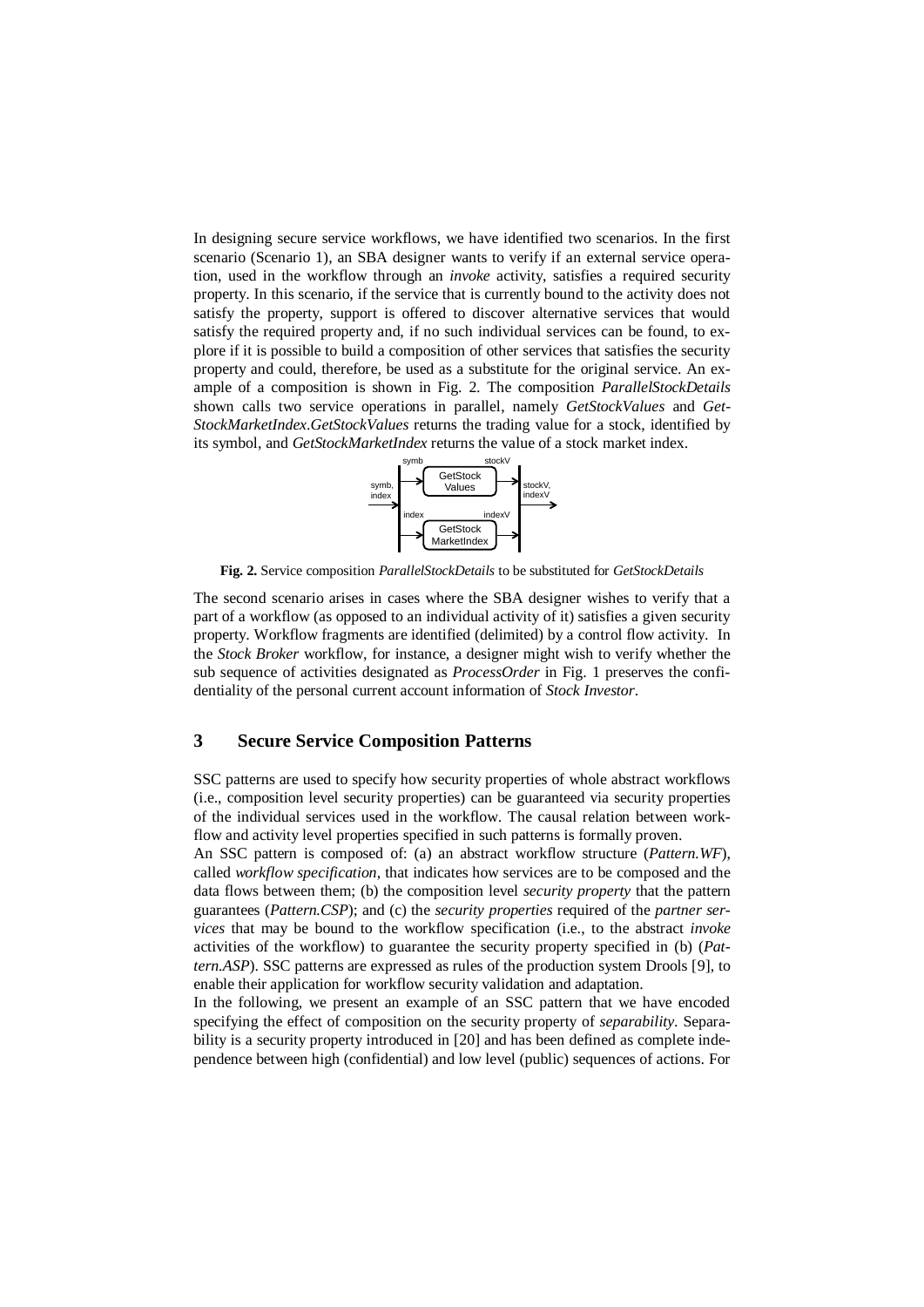In designing secure service workflows, we have identified two scenarios. In the first scenario (Scenario 1), an SBA designer wants to verify if an external service operation, used in the workflow through an *invoke* activity, satisfies a required security property. In this scenario, if the service that is currently bound to the activity does not satisfy the property, support is offered to discover alternative services that would satisfy the required property and, if no such individual services can be found, to explore if it is possible to build a composition of other services that satisfies the security property and could, therefore, be used as a substitute for the original service. An example of a composition is shown in Fig. 2. The composition *ParallelStockDetails* shown calls two service operations in parallel, namely *GetStockValues* and *GetStockMarketIndex*.*GetStockValues* returns the trading value for a stock, identified by its symbol, and *GetStockMarketIndex* returns the value of a stock market index.

**Fig. 2.** Service composition *ParallelStockDetails* to be substituted for *GetStockDetails*

The second scenario arises in cases where the SBA designer wishes to verify that a part of a workflow (as opposed to an individual activity of it) satisfies a given security property. Workflow fragments are identified (delimited) by a control flow activity. In the *Stock Broker* workflow, for instance, a designer might wish to verify whether the sub sequence of activities designated as *ProcessOrder* in Fig. 1 preserves the confidentiality of the personal current account information of *Stock Investor*.

## 3 Secure Service Composition Patterns

SSC patterns are used to specify how security properties of whole abstract workflows (i.e., composition level security properties) can be guaranteed via security properties of the individual services used in the workflow. The causal relation between workflow and activity level properties specified in such patterns is formally proven.

An SSC pattern is composed of: (a) an abstract workflow structure (*Pattern.WF*), called *workflow specification*, that indicates how services are to be composed and the data flows between them; (b) the composition level *security property* that the pattern guarantees (*Pattern.CSP*); and (c) the *security properties* required of the *partner services* that may be bound to the workflow specification (i.e., to the abstract *invoke* activities of the workflow) to guarantee the security property specified in (b) (*Pattern.ASP*). SSC patterns are expressed as rules of the production system Drools [9], to enable their application for workflow security validation and adaptation.

In the following, we present an example of an SSC pattern that we have encoded specifying the effect of composition on the security property of *separability*. Separability is a security property introduced in [20] and has been defined as complete independence between high (confidential) and low level (public) sequences of actions. For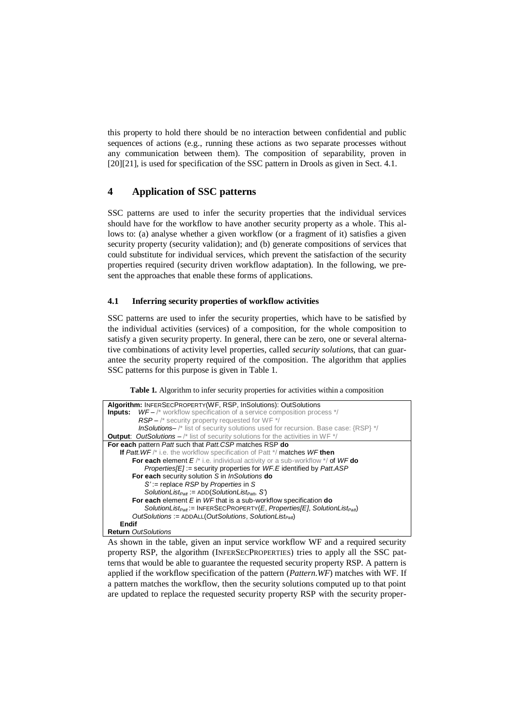this property to hold there should be no interaction between confidential and public sequences of actions (e.g., running these actions as two separate processes without any communication between them). The composition of separability, proven in [20][21], is used for specification of the SSC pattern in Drools as given in Sect. 4.1.

# 4 Application of SSC patterns

SSC patterns are used to infer the security properties that the individual services should have for the workflow to have another security property as a whole. This allows to: (a) analyse whether a given workflow (or a fragment of it) satisfies a given security property (security validation); and (b) generate compositions of services that could substitute for individual services, which prevent the satisfaction of the security properties required (security driven workflow adaptation). In the following, we present the approaches that enable these forms of applications.

## 4.1 Inferring security properties of workflow activities

SSC patterns are used to infer the security properties, which have to be satisfied by the individual activities (services) of a composition, for the whole composition to satisfy a given security property. In general, there can be zero, one or several alternative combinations of activity level properties, called *security solutions*, that can guarantee the security property required of the composition. The algorithm that applies SSC patterns for this purpose is given in Table 1.

**Table 1.** Algorithm to infer security properties for activities within a composition

```
Algorithm: INFERSECPROPERTY(WF, RSP, InSolutions): OutSolutions
Inputs:   WF – /* workflow specification of a service composition process */
          RSP – /* security property requested for WF */
          InSolutions– /* list of security solutions used for recursion. Base case: {RSP} */
Output:   OutSolutions – /* list of security solutions for the activities in WF */
-----------------------------------------------------------------------------------------
For each pattern Patt such that Patt.CSP matches RSP do
   If Patt.WF /* i.e. the workflow specification of Patt */ matches WF then
      For each element E /* i.e. individual activity or a sub-workflow */ of WF do
         Properties[E] := security properties for WF.E identified by Patt.ASP
      For each security solution S in InSolutions do
         S' := replace RSP by Properties in S
         SolutionList_Patt := ADD(SolutionList_Patt, S')
      For each element E in WF that is a sub-workflow specification do
         SolutionList_Patt := INFERSECPROPERTY(E, Properties[E], SolutionList_Patt)
      OutSolutions := ADDALL(OutSolutions, SolutionList_Patt)
   Endif
Return OutSolutions
```

As shown in the table, given an input service workflow WF and a required security property RSP, the algorithm (INFERSECPROPERTIES) tries to apply all the SSC patterns that would be able to guarantee the requested security property RSP. A pattern is applied if the workflow specification of the pattern (*Pattern.WF*) matches with WF. If a pattern matches the workflow, then the security solutions computed up to that point are updated to replace the requested security property RSP with the security proper-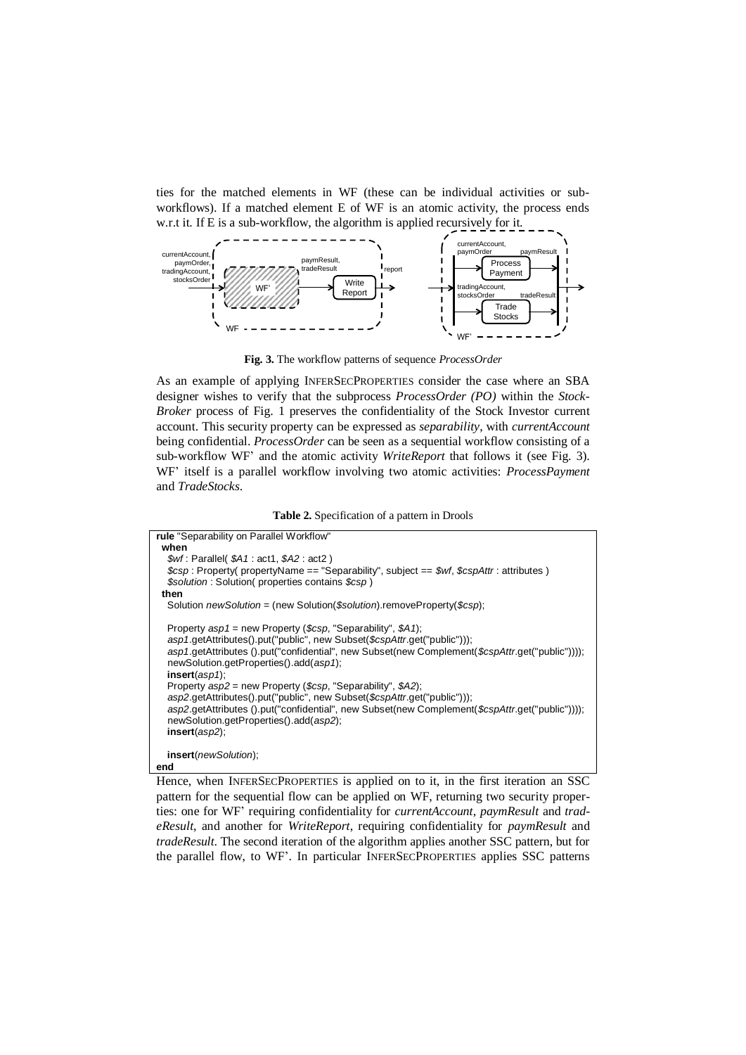ties for the matched elements in WF (these can be individual activities or sub-workflows). If a matched element E of WF is an atomic activity, the process ends w.r.t it. If E is a sub-workflow, the algorithm is applied recursively for it.

**Fig. 3.** The workflow patterns of sequence *ProcessOrder*

As an example of applying INFERSECPROPERTIES consider the case where an SBA designer wishes to verify that the subprocess *ProcessOrder (PO)* within the *Stock-Broker* process of Fig. 1 preserves the confidentiality of the Stock Investor current account. This security property can be expressed as *separability*, with *currentAccount* being confidential. *ProcessOrder* can be seen as a sequential workflow consisting of a sub-workflow WF' and the atomic activity *WriteReport* that follows it (see Fig. 3). WF' itself is a parallel workflow involving two atomic activities: *ProcessPayment* and *TradeStocks*.

**Table 2.** Specification of a pattern in Drools

```
rule "Separability on Parallel Workflow"
  when
    $wf : Parallel( $A1 : act1, $A2 : act2 )
    $csp : Property( propertyName == "Separability", subject == $wf, $cspAttr : attributes )
    $solution : Solution( properties contains $csp )
  then
    Solution newSolution = (new Solution($solution).removeProperty($csp);

    Property asp1 = new Property ($csp, "Separability", $A1);
    asp1.getAttributes().put("public", new Subset($cspAttr.get("public")));
    asp1.getAttributes ().put("confidential", new Subset(new Complement($cspAttr.get("public"))));
    newSolution.getProperties().add(asp1);
    insert(asp1);
    Property asp2 = new Property ($csp, "Separability", $A2);
    asp2.getAttributes().put("public", new Subset($cspAttr.get("public")));
    asp2.getAttributes ().put("confidential", new Subset(new Complement($cspAttr.get("public"))));
    newSolution.getProperties().add(asp2);
    insert(asp2);

    insert(newSolution);
end
```

Hence, when INFERSECPROPERTIES is applied on to it, in the first iteration an SSC pattern for the sequential flow can be applied on WF, returning two security properties: one for WF' requiring confidentiality for *currentAccount*, *paymResult* and *tradeResult*, and another for *WriteReport*, requiring confidentiality for *paymResult* and *tradeResult*. The second iteration of the algorithm applies another SSC pattern, but for the parallel flow, to WF'. In particular INFERSECPROPERTIES applies SSC patterns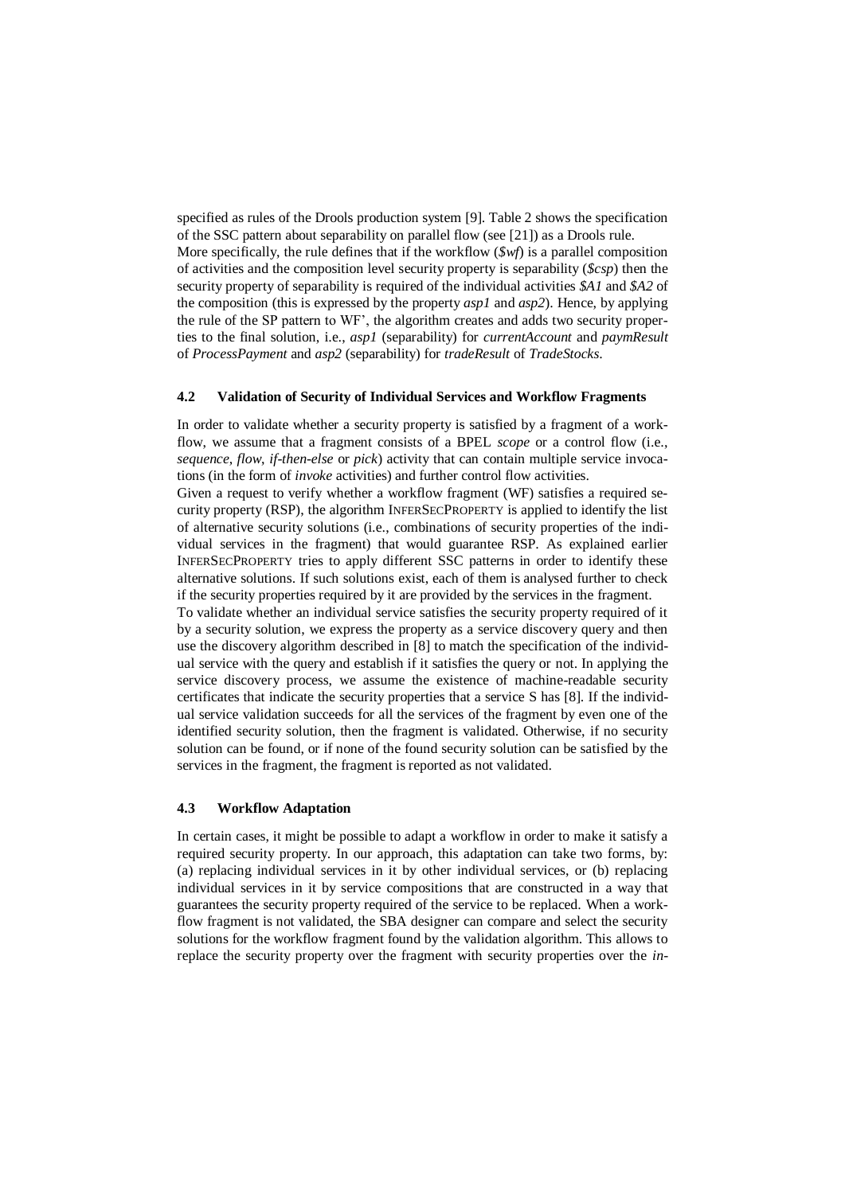specified as rules of the Drools production system [9]. Table 2 shows the specification of the SSC pattern about separability on parallel flow (see [21]) as a Drools rule.
More specifically, the rule defines that if the workflow (*$wf*) is a parallel composition of activities and the composition level security property is separability (*$csp*) then the security property of separability is required of the individual activities *$A1* and *$A2* of the composition (this is expressed by the property *asp1* and *asp2*). Hence, by applying the rule of the SP pattern to WF', the algorithm creates and adds two security properties to the final solution, i.e., *asp1* (separability) for *currentAccount* and *paymResult* of *ProcessPayment* and *asp2* (separability) for *tradeResult* of *TradeStocks*.

### 4.2 Validation of Security of Individual Services and Workflow Fragments

In order to validate whether a security property is satisfied by a fragment of a workflow, we assume that a fragment consists of a BPEL *scope* or a control flow (i.e., *sequence*, *flow*, *if-then-else* or *pick*) activity that can contain multiple service invocations (in the form of *invoke* activities) and further control flow activities.
Given a request to verify whether a workflow fragment (WF) satisfies a required security property (RSP), the algorithm INFERSECPROPERTY is applied to identify the list of alternative security solutions (i.e., combinations of security properties of the individual services in the fragment) that would guarantee RSP. As explained earlier INFERSECPROPERTY tries to apply different SSC patterns in order to identify these alternative solutions. If such solutions exist, each of them is analysed further to check if the security properties required by it are provided by the services in the fragment.
To validate whether an individual service satisfies the security property required of it by a security solution, we express the property as a service discovery query and then use the discovery algorithm described in [8] to match the specification of the individual service with the query and establish if it satisfies the query or not. In applying the service discovery process, we assume the existence of machine-readable security certificates that indicate the security properties that a service S has [8]. If the individual service validation succeeds for all the services of the fragment by even one of the identified security solution, then the fragment is validated. Otherwise, if no security solution can be found, or if none of the found security solution can be satisfied by the services in the fragment, the fragment is reported as not validated.

### 4.3 Workflow Adaptation

In certain cases, it might be possible to adapt a workflow in order to make it satisfy a required security property. In our approach, this adaptation can take two forms, by: (a) replacing individual services in it by other individual services, or (b) replacing individual services in it by service compositions that are constructed in a way that guarantees the security property required of the service to be replaced. When a workflow fragment is not validated, the SBA designer can compare and select the security solutions for the workflow fragment found by the validation algorithm. This allows to replace the security property over the fragment with security properties over the *in-*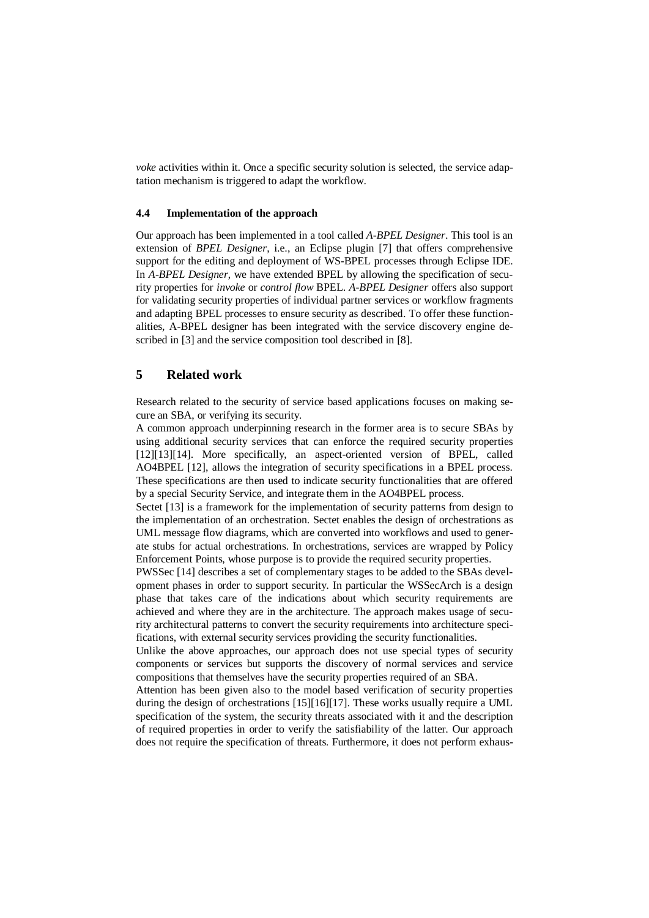*voke* activities within it. Once a specific security solution is selected, the service adaptation mechanism is triggered to adapt the workflow.

### 4.4 Implementation of the approach

Our approach has been implemented in a tool called *A-BPEL Designer*. This tool is an extension of *BPEL Designer*, i.e., an Eclipse plugin [7] that offers comprehensive support for the editing and deployment of WS-BPEL processes through Eclipse IDE. In *A-BPEL Designer*, we have extended BPEL by allowing the specification of security properties for *invoke* or *control flow* BPEL. *A-BPEL Designer* offers also support for validating security properties of individual partner services or workflow fragments and adapting BPEL processes to ensure security as described. To offer these functionalities, A-BPEL designer has been integrated with the service discovery engine described in [3] and the service composition tool described in [8].

## 5 Related work

Research related to the security of service based applications focuses on making secure an SBA, or verifying its security.

A common approach underpinning research in the former area is to secure SBAs by using additional security services that can enforce the required security properties [12][13][14]. More specifically, an aspect-oriented version of BPEL, called AO4BPEL [12], allows the integration of security specifications in a BPEL process. These specifications are then used to indicate security functionalities that are offered by a special Security Service, and integrate them in the AO4BPEL process.

Sectet [13] is a framework for the implementation of security patterns from design to the implementation of an orchestration. Sectet enables the design of orchestrations as UML message flow diagrams, which are converted into workflows and used to generate stubs for actual orchestrations. In orchestrations, services are wrapped by Policy Enforcement Points, whose purpose is to provide the required security properties.

PWSSec [14] describes a set of complementary stages to be added to the SBAs development phases in order to support security. In particular the WSSecArch is a design phase that takes care of the indications about which security requirements are achieved and where they are in the architecture. The approach makes usage of security architectural patterns to convert the security requirements into architecture specifications, with external security services providing the security functionalities.

Unlike the above approaches, our approach does not use special types of security components or services but supports the discovery of normal services and service compositions that themselves have the security properties required of an SBA.

Attention has been given also to the model based verification of security properties during the design of orchestrations [15][16][17]. These works usually require a UML specification of the system, the security threats associated with it and the description of required properties in order to verify the satisfiability of the latter. Our approach does not require the specification of threats. Furthermore, it does not perform exhaus-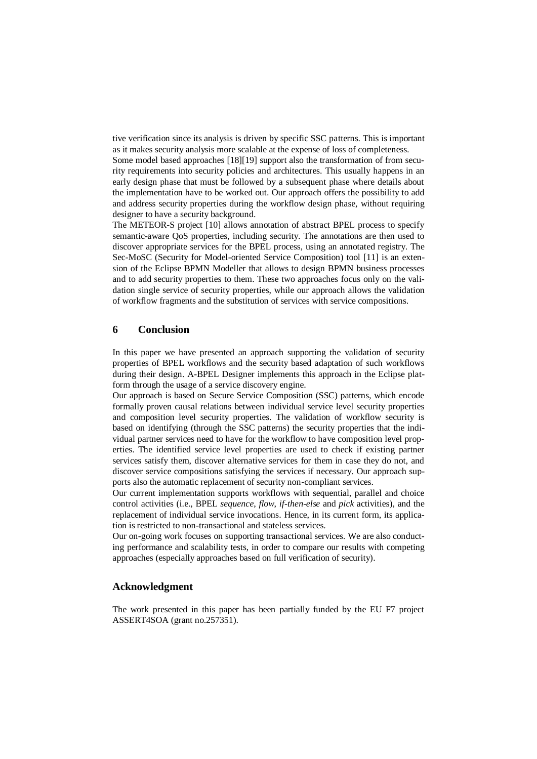tive verification since its analysis is driven by specific SSC patterns. This is important as it makes security analysis more scalable at the expense of loss of completeness.

Some model based approaches [18][19] support also the transformation of from security requirements into security policies and architectures. This usually happens in an early design phase that must be followed by a subsequent phase where details about the implementation have to be worked out. Our approach offers the possibility to add and address security properties during the workflow design phase, without requiring designer to have a security background.

The METEOR-S project [10] allows annotation of abstract BPEL process to specify semantic-aware QoS properties, including security. The annotations are then used to discover appropriate services for the BPEL process, using an annotated registry. The Sec-MoSC (Security for Model-oriented Service Composition) tool [11] is an extension of the Eclipse BPMN Modeller that allows to design BPMN business processes and to add security properties to them. These two approaches focus only on the validation single service of security properties, while our approach allows the validation of workflow fragments and the substitution of services with service compositions.

## 6 Conclusion

In this paper we have presented an approach supporting the validation of security properties of BPEL workflows and the security based adaptation of such workflows during their design. A-BPEL Designer implements this approach in the Eclipse platform through the usage of a service discovery engine.

Our approach is based on Secure Service Composition (SSC) patterns, which encode formally proven causal relations between individual service level security properties and composition level security properties. The validation of workflow security is based on identifying (through the SSC patterns) the security properties that the individual partner services need to have for the workflow to have composition level properties. The identified service level properties are used to check if existing partner services satisfy them, discover alternative services for them in case they do not, and discover service compositions satisfying the services if necessary. Our approach supports also the automatic replacement of security non-compliant services.

Our current implementation supports workflows with sequential, parallel and choice control activities (i.e., BPEL *sequence*, *flow*, *if-then-else* and *pick* activities), and the replacement of individual service invocations. Hence, in its current form, its application is restricted to non-transactional and stateless services.

Our on-going work focuses on supporting transactional services. We are also conducting performance and scalability tests, in order to compare our results with competing approaches (especially approaches based on full verification of security).

## Acknowledgment

The work presented in this paper has been partially funded by the EU F7 project ASSERT4SOA (grant no.257351).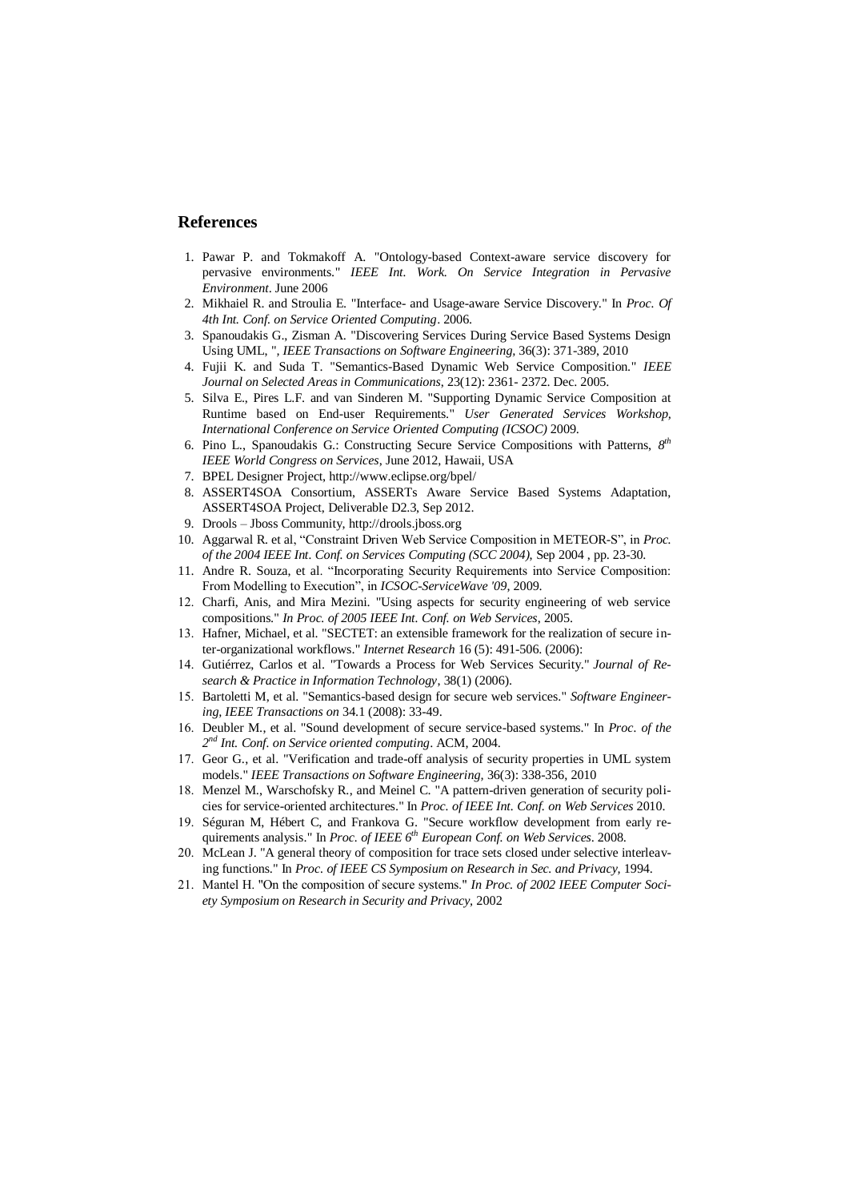## References

1. Pawar P. and Tokmakoff A. "Ontology-based Context-aware service discovery for pervasive environments." *IEEE Int. Work. On Service Integration in Pervasive Environment*. June 2006
2. Mikhaiel R. and Stroulia E. "Interface- and Usage-aware Service Discovery." In *Proc. Of 4th Int. Conf. on Service Oriented Computing*. 2006.
3. Spanoudakis G., Zisman A. "Discovering Services During Service Based Systems Design Using UML, ", *IEEE Transactions on Software Engineering*, 36(3): 371-389, 2010
4. Fujii K. and Suda T. "Semantics-Based Dynamic Web Service Composition." *IEEE Journal on Selected Areas in Communications*, 23(12): 2361- 2372. Dec. 2005.
5. Silva E., Pires L.F. and van Sinderen M. "Supporting Dynamic Service Composition at Runtime based on End-user Requirements." *User Generated Services Workshop, International Conference on Service Oriented Computing (ICSOC)* 2009.
6. Pino L., Spanoudakis G.: Constructing Secure Service Compositions with Patterns, *8th IEEE World Congress on Services*, June 2012, Hawaii, USA
7. BPEL Designer Project, http://www.eclipse.org/bpel/
8. ASSERT4SOA Consortium, ASSERTs Aware Service Based Systems Adaptation, ASSERT4SOA Project, Deliverable D2.3, Sep 2012.
9. Drools – Jboss Community, http://drools.jboss.org
10. Aggarwal R. et al, "Constraint Driven Web Service Composition in METEOR-S", in *Proc. of the 2004 IEEE Int. Conf. on Services Computing (SCC 2004)*, Sep 2004 , pp. 23-30.
11. Andre R. Souza, et al. "Incorporating Security Requirements into Service Composition: From Modelling to Execution", in *ICSOC-ServiceWave '09*, 2009.
12. Charfi, Anis, and Mira Mezini. "Using aspects for security engineering of web service compositions." *In Proc. of 2005 IEEE Int. Conf. on Web Services*, 2005.
13. Hafner, Michael, et al. "SECTET: an extensible framework for the realization of secure inter-organizational workflows." *Internet Research* 16 (5): 491-506. (2006):
14. Gutiérrez, Carlos et al. "Towards a Process for Web Services Security." *Journal of Research & Practice in Information Technology*, 38(1) (2006).
15. Bartoletti M, et al. "Semantics-based design for secure web services." *Software Engineering, IEEE Transactions on* 34.1 (2008): 33-49.
16. Deubler M., et al. "Sound development of secure service-based systems." In *Proc. of the 2nd Int. Conf. on Service oriented computing*. ACM, 2004.
17. Geor G., et al. "Verification and trade-off analysis of security properties in UML system models." *IEEE Transactions on Software Engineering*, 36(3): 338-356, 2010
18. Menzel M., Warschofsky R., and Meinel C. "A pattern-driven generation of security policies for service-oriented architectures." In *Proc. of IEEE Int. Conf. on Web Services* 2010.
19. Séguran M, Hébert C, and Frankova G. "Secure workflow development from early requirements analysis." In *Proc. of IEEE 6th European Conf. on Web Services*. 2008.
20. McLean J. "A general theory of composition for trace sets closed under selective interleaving functions." In *Proc. of IEEE CS Symposium on Research in Sec. and Privacy*, 1994.
21. Mantel H. "On the composition of secure systems." *In Proc. of 2002 IEEE Computer Society Symposium on Research in Security and Privacy*, 2002